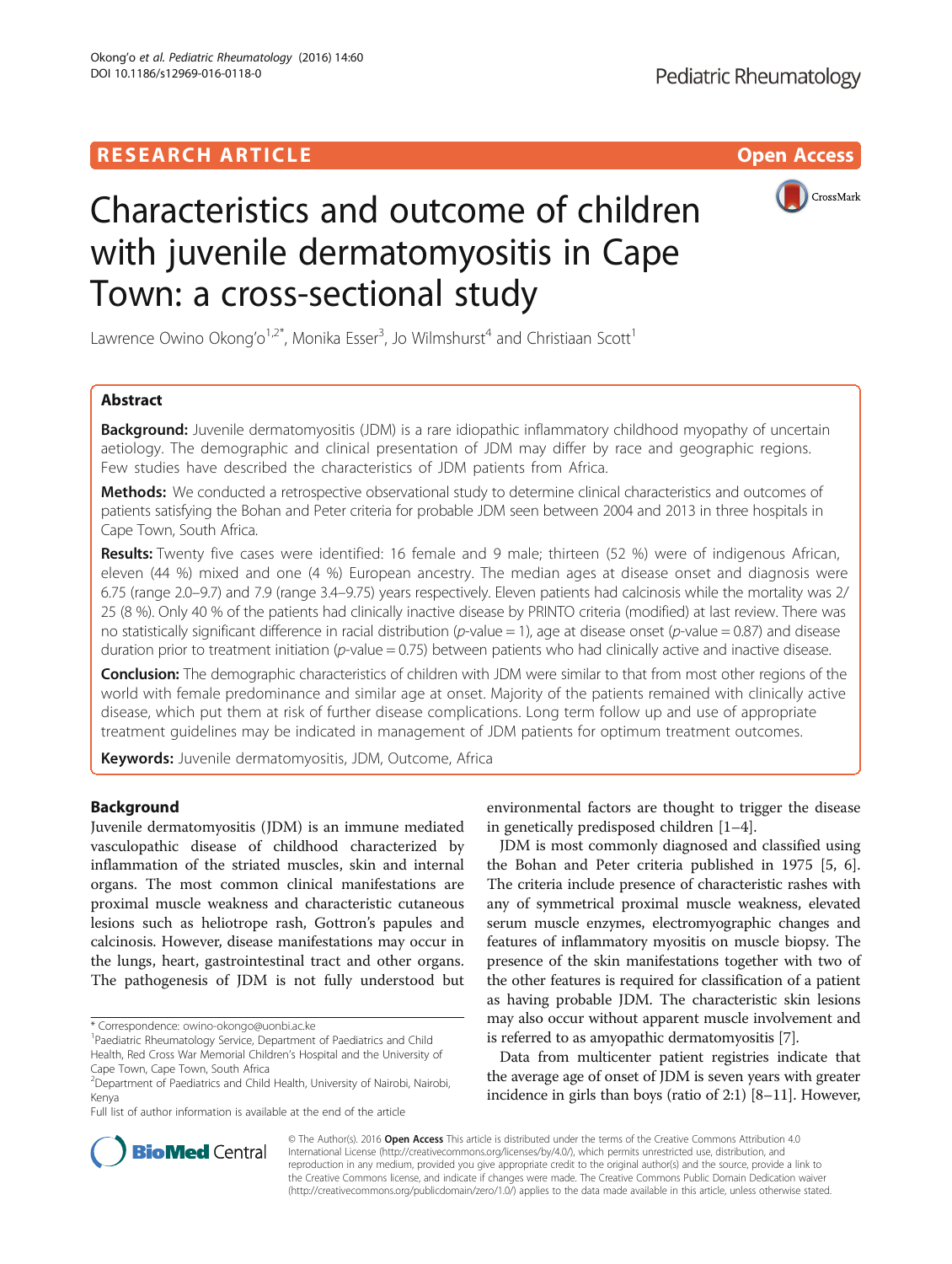RESEARCH ARTICLE

Open Access

# Characteristics and outcome of children with juvenile dermatomyositis in Cape Town: a cross-sectional study

Lawrence Owino Okong'o[1,2*], Monika Esser[3], Jo Wilmshurst[4] and Christiaan Scott[1]

## Abstract

**Background:** Juvenile dermatomyositis (JDM) is a rare idiopathic inflammatory childhood myopathy of uncertain aetiology. The demographic and clinical presentation of JDM may differ by race and geographic regions. Few studies have described the characteristics of JDM patients from Africa.

**Methods:** We conducted a retrospective observational study to determine clinical characteristics and outcomes of patients satisfying the Bohan and Peter criteria for probable JDM seen between 2004 and 2013 in three hospitals in Cape Town, South Africa.

**Results:** Twenty five cases were identified: 16 female and 9 male; thirteen (52 %) were of indigenous African, eleven (44 %) mixed and one (4 %) European ancestry. The median ages at disease onset and diagnosis were 6.75 (range 2.0–9.7) and 7.9 (range 3.4–9.75) years respectively. Eleven patients had calcinosis while the mortality was 2/25 (8 %). Only 40 % of the patients had clinically inactive disease by PRINTO criteria (modified) at last review. There was no statistically significant difference in racial distribution (*p*-value = 1), age at disease onset (*p*-value = 0.87) and disease duration prior to treatment initiation (*p*-value = 0.75) between patients who had clinically active and inactive disease.

**Conclusion:** The demographic characteristics of children with JDM were similar to that from most other regions of the world with female predominance and similar age at onset. Majority of the patients remained with clinically active disease, which put them at risk of further disease complications. Long term follow up and use of appropriate treatment guidelines may be indicated in management of JDM patients for optimum treatment outcomes.

**Keywords:** Juvenile dermatomyositis, JDM, Outcome, Africa

## Background

Juvenile dermatomyositis (JDM) is an immune mediated vasculopathic disease of childhood characterized by inflammation of the striated muscles, skin and internal organs. The most common clinical manifestations are proximal muscle weakness and characteristic cutaneous lesions such as heliotrope rash, Gottron's papules and calcinosis. However, disease manifestations may occur in the lungs, heart, gastrointestinal tract and other organs. The pathogenesis of JDM is not fully understood but environmental factors are thought to trigger the disease in genetically predisposed children [1–4].

JDM is most commonly diagnosed and classified using the Bohan and Peter criteria published in 1975 [5, 6]. The criteria include presence of characteristic rashes with any of symmetrical proximal muscle weakness, elevated serum muscle enzymes, electromyographic changes and features of inflammatory myositis on muscle biopsy. The presence of the skin manifestations together with two of the other features is required for classification of a patient as having probable JDM. The characteristic skin lesions may also occur without apparent muscle involvement and is referred to as amyopathic dermatomyositis [7].

Data from multicenter patient registries indicate that the average age of onset of JDM is seven years with greater incidence in girls than boys (ratio of 2:1) [8–11]. However,

\* Correspondence: owino-okongo@uonbi.ac.ke
[1]Paediatric Rheumatology Service, Department of Paediatrics and Child Health, Red Cross War Memorial Children's Hospital and the University of Cape Town, Cape Town, South Africa
[2]Department of Paediatrics and Child Health, University of Nairobi, Nairobi, Kenya
Full list of author information is available at the end of the article

© The Author(s). 2016 **Open Access** This article is distributed under the terms of the Creative Commons Attribution 4.0 International License (http://creativecommons.org/licenses/by/4.0/), which permits unrestricted use, distribution, and reproduction in any medium, provided you give appropriate credit to the original author(s) and the source, provide a link to the Creative Commons license, and indicate if changes were made. The Creative Commons Public Domain Dedication waiver (http://creativecommons.org/publicdomain/zero/1.0/) applies to the data made available in this article, unless otherwise stated.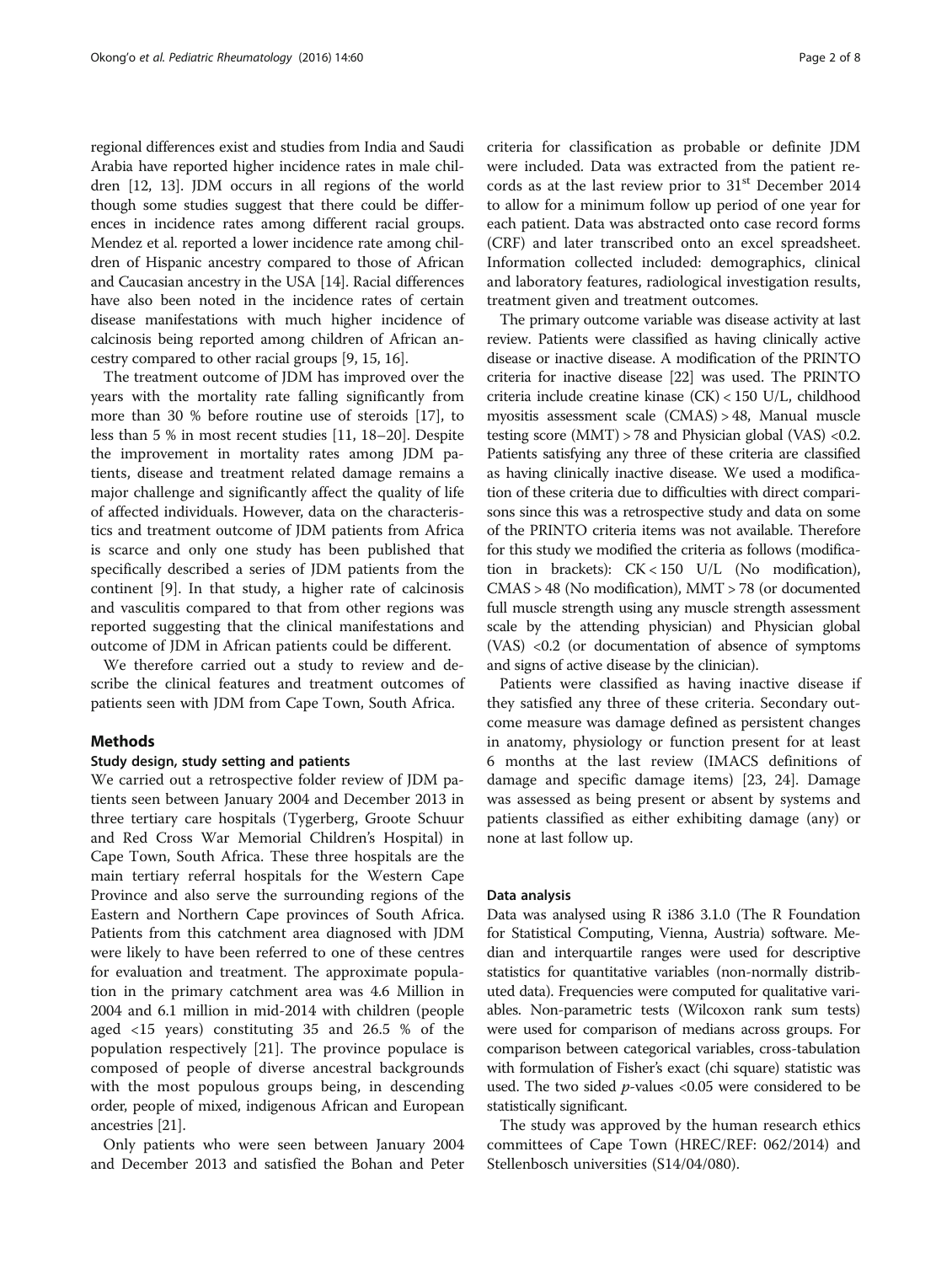regional differences exist and studies from India and Saudi Arabia have reported higher incidence rates in male children [12, 13]. JDM occurs in all regions of the world though some studies suggest that there could be differences in incidence rates among different racial groups. Mendez et al. reported a lower incidence rate among children of Hispanic ancestry compared to those of African and Caucasian ancestry in the USA [14]. Racial differences have also been noted in the incidence rates of certain disease manifestations with much higher incidence of calcinosis being reported among children of African ancestry compared to other racial groups [9, 15, 16].

The treatment outcome of JDM has improved over the years with the mortality rate falling significantly from more than 30 % before routine use of steroids [17], to less than 5 % in most recent studies [11, 18–20]. Despite the improvement in mortality rates among JDM patients, disease and treatment related damage remains a major challenge and significantly affect the quality of life of affected individuals. However, data on the characteristics and treatment outcome of JDM patients from Africa is scarce and only one study has been published that specifically described a series of JDM patients from the continent [9]. In that study, a higher rate of calcinosis and vasculitis compared to that from other regions was reported suggesting that the clinical manifestations and outcome of JDM in African patients could be different.

We therefore carried out a study to review and describe the clinical features and treatment outcomes of patients seen with JDM from Cape Town, South Africa.

## Methods

### Study design, study setting and patients

We carried out a retrospective folder review of JDM patients seen between January 2004 and December 2013 in three tertiary care hospitals (Tygerberg, Groote Schuur and Red Cross War Memorial Children's Hospital) in Cape Town, South Africa. These three hospitals are the main tertiary referral hospitals for the Western Cape Province and also serve the surrounding regions of the Eastern and Northern Cape provinces of South Africa. Patients from this catchment area diagnosed with JDM were likely to have been referred to one of these centres for evaluation and treatment. The approximate population in the primary catchment area was 4.6 Million in 2004 and 6.1 million in mid-2014 with children (people aged <15 years) constituting 35 and 26.5 % of the population respectively [21]. The province populace is composed of people of diverse ancestral backgrounds with the most populous groups being, in descending order, people of mixed, indigenous African and European ancestries [21].

Only patients who were seen between January 2004 and December 2013 and satisfied the Bohan and Peter criteria for classification as probable or definite JDM were included. Data was extracted from the patient records as at the last review prior to 31st December 2014 to allow for a minimum follow up period of one year for each patient. Data was abstracted onto case record forms (CRF) and later transcribed onto an excel spreadsheet. Information collected included: demographics, clinical and laboratory features, radiological investigation results, treatment given and treatment outcomes.

The primary outcome variable was disease activity at last review. Patients were classified as having clinically active disease or inactive disease. A modification of the PRINTO criteria for inactive disease [22] was used. The PRINTO criteria include creatine kinase (CK) < 150 U/L, childhood myositis assessment scale (CMAS) > 48, Manual muscle testing score (MMT) > 78 and Physician global (VAS) <0.2. Patients satisfying any three of these criteria are classified as having clinically inactive disease. We used a modification of these criteria due to difficulties with direct comparisons since this was a retrospective study and data on some of the PRINTO criteria items was not available. Therefore for this study we modified the criteria as follows (modification in brackets): CK < 150 U/L (No modification), CMAS > 48 (No modification), MMT > 78 (or documented full muscle strength using any muscle strength assessment scale by the attending physician) and Physician global (VAS) <0.2 (or documentation of absence of symptoms and signs of active disease by the clinician).

Patients were classified as having inactive disease if they satisfied any three of these criteria. Secondary outcome measure was damage defined as persistent changes in anatomy, physiology or function present for at least 6 months at the last review (IMACS definitions of damage and specific damage items) [23, 24]. Damage was assessed as being present or absent by systems and patients classified as either exhibiting damage (any) or none at last follow up.

### Data analysis

Data was analysed using R i386 3.1.0 (The R Foundation for Statistical Computing, Vienna, Austria) software. Median and interquartile ranges were used for descriptive statistics for quantitative variables (non-normally distributed data). Frequencies were computed for qualitative variables. Non-parametric tests (Wilcoxon rank sum tests) were used for comparison of medians across groups. For comparison between categorical variables, cross-tabulation with formulation of Fisher's exact (chi square) statistic was used. The two sided $p$-values <0.05 were considered to be statistically significant.

The study was approved by the human research ethics committees of Cape Town (HREC/REF: 062/2014) and Stellenbosch universities (S14/04/080).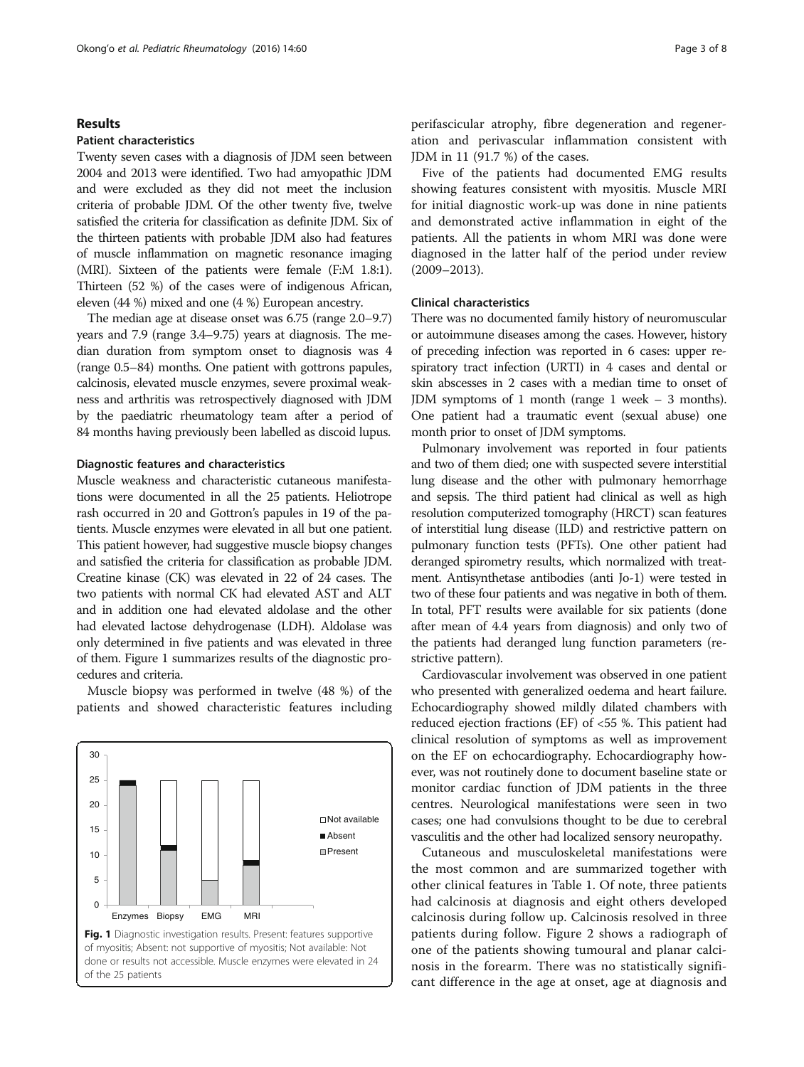## Results

### Patient characteristics

Twenty seven cases with a diagnosis of JDM seen between 2004 and 2013 were identified. Two had amyopathic JDM and were excluded as they did not meet the inclusion criteria of probable JDM. Of the other twenty five, twelve satisfied the criteria for classification as definite JDM. Six of the thirteen patients with probable JDM also had features of muscle inflammation on magnetic resonance imaging (MRI). Sixteen of the patients were female (F:M 1.8:1). Thirteen (52 %) of the cases were of indigenous African, eleven (44 %) mixed and one (4 %) European ancestry.

The median age at disease onset was 6.75 (range 2.0–9.7) years and 7.9 (range 3.4–9.75) years at diagnosis. The median duration from symptom onset to diagnosis was 4 (range 0.5–84) months. One patient with gottrons papules, calcinosis, elevated muscle enzymes, severe proximal weakness and arthritis was retrospectively diagnosed with JDM by the paediatric rheumatology team after a period of 84 months having previously been labelled as discoid lupus.

### Diagnostic features and characteristics

Muscle weakness and characteristic cutaneous manifestations were documented in all the 25 patients. Heliotrope rash occurred in 20 and Gottron's papules in 19 of the patients. Muscle enzymes were elevated in all but one patient. This patient however, had suggestive muscle biopsy changes and satisfied the criteria for classification as probable JDM. Creatine kinase (CK) was elevated in 22 of 24 cases. The two patients with normal CK had elevated AST and ALT and in addition one had elevated aldolase and the other had elevated lactose dehydrogenase (LDH). Aldolase was only determined in five patients and was elevated in three of them. Figure 1 summarizes results of the diagnostic procedures and criteria.

Muscle biopsy was performed in twelve (48 %) of the patients and showed characteristic features including perifascicular atrophy, fibre degeneration and regeneration and perivascular inflammation consistent with JDM in 11 (91.7 %) of the cases.

Fig. 1 Diagnostic investigation results. Present: features supportive of myositis; Absent: not supportive of myositis; Not available: Not done or results not accessible. Muscle enzymes were elevated in 24 of the 25 patients

Five of the patients had documented EMG results showing features consistent with myositis. Muscle MRI for initial diagnostic work-up was done in nine patients and demonstrated active inflammation in eight of the patients. All the patients in whom MRI was done were diagnosed in the latter half of the period under review (2009–2013).

### Clinical characteristics

There was no documented family history of neuromuscular or autoimmune diseases among the cases. However, history of preceding infection was reported in 6 cases: upper respiratory tract infection (URTI) in 4 cases and dental or skin abscesses in 2 cases with a median time to onset of JDM symptoms of 1 month (range 1 week – 3 months). One patient had a traumatic event (sexual abuse) one month prior to onset of JDM symptoms.

Pulmonary involvement was reported in four patients and two of them died; one with suspected severe interstitial lung disease and the other with pulmonary hemorrhage and sepsis. The third patient had clinical as well as high resolution computerized tomography (HRCT) scan features of interstitial lung disease (ILD) and restrictive pattern on pulmonary function tests (PFTs). One other patient had deranged spirometry results, which normalized with treatment. Antisynthetase antibodies (anti Jo-1) were tested in two of these four patients and was negative in both of them. In total, PFT results were available for six patients (done after mean of 4.4 years from diagnosis) and only two of the patients had deranged lung function parameters (restrictive pattern).

Cardiovascular involvement was observed in one patient who presented with generalized oedema and heart failure. Echocardiography showed mildly dilated chambers with reduced ejection fractions (EF) of <55 %. This patient had clinical resolution of symptoms as well as improvement on the EF on echocardiography. Echocardiography however, was not routinely done to document baseline state or monitor cardiac function of JDM patients in the three centres. Neurological manifestations were seen in two cases; one had convulsions thought to be due to cerebral vasculitis and the other had localized sensory neuropathy.

Cutaneous and musculoskeletal manifestations were the most common and are summarized together with other clinical features in Table 1. Of note, three patients had calcinosis at diagnosis and eight others developed calcinosis during follow up. Calcinosis resolved in three patients during follow. Figure 2 shows a radiograph of one of the patients showing tumoural and planar calcinosis in the forearm. There was no statistically significant difference in the age at onset, age at diagnosis and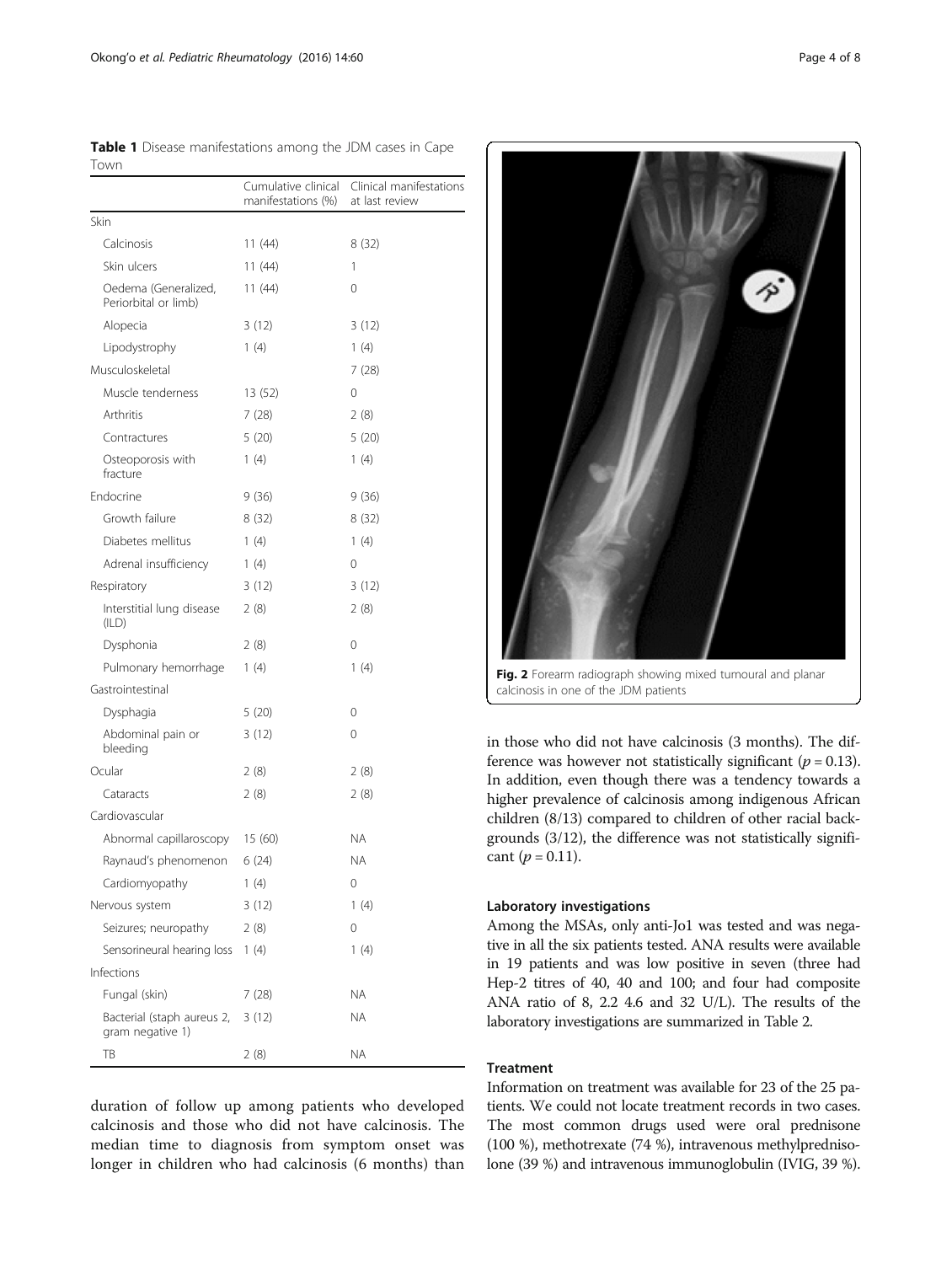**Table 1** Disease manifestations among the JDM cases in Cape Town

| | Cumulative clinical manifestations (%) | Clinical manifestations at last review |
|---|---|---|
| Skin | | |
| Calcinosis | 11 (44) | 8 (32) |
| Skin ulcers | 11 (44) | 1 |
| Oedema (Generalized, Periorbital or limb) | 11 (44) | 0 |
| Alopecia | 3 (12) | 3 (12) |
| Lipodystrophy | 1 (4) | 1 (4) |
| Musculoskeletal | | 7 (28) |
| Muscle tenderness | 13 (52) | 0 |
| Arthritis | 7 (28) | 2 (8) |
| Contractures | 5 (20) | 5 (20) |
| Osteoporosis with fracture | 1 (4) | 1 (4) |
| Endocrine | 9 (36) | 9 (36) |
| Growth failure | 8 (32) | 8 (32) |
| Diabetes mellitus | 1 (4) | 1 (4) |
| Adrenal insufficiency | 1 (4) | 0 |
| Respiratory | 3 (12) | 3 (12) |
| Interstitial lung disease (ILD) | 2 (8) | 2 (8) |
| Dysphonia | 2 (8) | 0 |
| Pulmonary hemorrhage | 1 (4) | 1 (4) |
| Gastrointestinal | | |
| Dysphagia | 5 (20) | 0 |
| Abdominal pain or bleeding | 3 (12) | 0 |
| Ocular | 2 (8) | 2 (8) |
| Cataracts | 2 (8) | 2 (8) |
| Cardiovascular | | |
| Abnormal capillaroscopy | 15 (60) | NA |
| Raynaud's phenomenon | 6 (24) | NA |
| Cardiomyopathy | 1 (4) | 0 |
| Nervous system | 3 (12) | 1 (4) |
| Seizures; neuropathy | 2 (8) | 0 |
| Sensorineural hearing loss | 1 (4) | 1 (4) |
| Infections | | |
| Fungal (skin) | 7 (28) | NA |
| Bacterial (staph aureus 2, gram negative 1) | 3 (12) | NA |
| TB | 2 (8) | NA |

duration of follow up among patients who developed calcinosis and those who did not have calcinosis. The median time to diagnosis from symptom onset was longer in children who had calcinosis (6 months) than in those who did not have calcinosis (3 months). The difference was however not statistically significant ($p = 0.13$). In addition, even though there was a tendency towards a higher prevalence of calcinosis among indigenous African children (8/13) compared to children of other racial backgrounds (3/12), the difference was not statistically significant ($p = 0.11$).

**Fig. 2** Forearm radiograph showing mixed tumoural and planar calcinosis in one of the JDM patients

#### Laboratory investigations

Among the MSAs, only anti-Jo1 was tested and was negative in all the six patients tested. ANA results were available in 19 patients and was low positive in seven (three had Hep-2 titres of 40, 40 and 100; and four had composite ANA ratio of 8, 2.2 4.6 and 32 U/L). The results of the laboratory investigations are summarized in Table 2.

#### Treatment

Information on treatment was available for 23 of the 25 patients. We could not locate treatment records in two cases. The most common drugs used were oral prednisone (100 %), methotrexate (74 %), intravenous methylprednisolone (39 %) and intravenous immunoglobulin (IVIG, 39 %).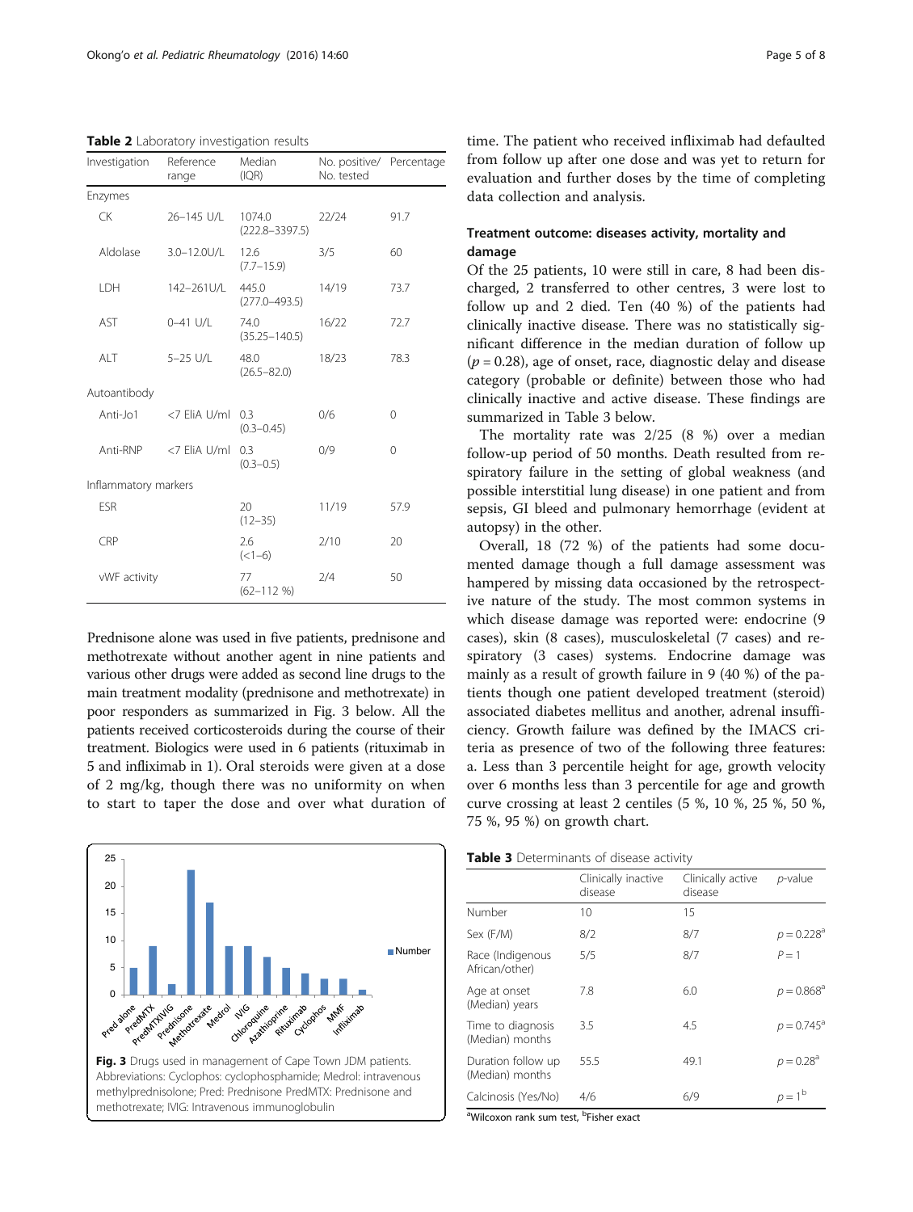**Table 2** Laboratory investigation results

| Investigation | Reference range | Median (IQR) | No. positive/ No. tested | Percentage |
|---|---|---|---|---|
| Enzymes | | | | |
| CK | 26–145 U/L | 1074.0 (222.8–3397.5) | 22/24 | 91.7 |
| Aldolase | 3.0–12.0U/L | 12.6 (7.7–15.9) | 3/5 | 60 |
| LDH | 142–261U/L | 445.0 (277.0–493.5) | 14/19 | 73.7 |
| AST | 0–41 U/L | 74.0 (35.25–140.5) | 16/22 | 72.7 |
| ALT | 5–25 U/L | 48.0 (26.5–82.0) | 18/23 | 78.3 |
| Autoantibody | | | | |
| Anti-Jo1 | <7 EliA U/ml | 0.3 (0.3–0.45) | 0/6 | 0 |
| Anti-RNP | <7 EliA U/ml | 0.3 (0.3–0.5) | 0/9 | 0 |
| Inflammatory markers | | | | |
| ESR | | 20 (12–35) | 11/19 | 57.9 |
| CRP | | 2.6 (<1–6) | 2/10 | 20 |
| vWF activity | | 77 (62–112 %) | 2/4 | 50 |

Prednisone alone was used in five patients, prednisone and methotrexate without another agent in nine patients and various other drugs were added as second line drugs to the main treatment modality (prednisone and methotrexate) in poor responders as summarized in Fig. 3 below. All the patients received corticosteroids during the course of their treatment. Biologics were used in 6 patients (rituximab in 5 and infliximab in 1). Oral steroids were given at a dose of 2 mg/kg, though there was no uniformity on when to start to taper the dose and over what duration of time. The patient who received infliximab had defaulted from follow up after one dose and was yet to return for evaluation and further doses by the time of completing data collection and analysis.

**Fig. 3** Drugs used in management of Cape Town JDM patients. Abbreviations: Cyclophos: cyclophosphamide; Medrol: intravenous methylprednisolone; Pred: Prednisone PredMTX: Prednisone and methotrexate; IVIG: Intravenous immunoglobulin

### Treatment outcome: diseases activity, mortality and damage

Of the 25 patients, 10 were still in care, 8 had been discharged, 2 transferred to other centres, 3 were lost to follow up and 2 died. Ten (40 %) of the patients had clinically inactive disease. There was no statistically significant difference in the median duration of follow up ($p = 0.28$), age of onset, race, diagnostic delay and disease category (probable or definite) between those who had clinically inactive and active disease. These findings are summarized in Table 3 below.

The mortality rate was 2/25 (8 %) over a median follow-up period of 50 months. Death resulted from respiratory failure in the setting of global weakness (and possible interstitial lung disease) in one patient and from sepsis, GI bleed and pulmonary hemorrhage (evident at autopsy) in the other.

Overall, 18 (72 %) of the patients had some documented damage though a full damage assessment was hampered by missing data occasioned by the retrospective nature of the study. The most common systems in which disease damage was reported were: endocrine (9 cases), skin (8 cases), musculoskeletal (7 cases) and respiratory (3 cases) systems. Endocrine damage was mainly as a result of growth failure in 9 (40 %) of the patients though one patient developed treatment (steroid) associated diabetes mellitus and another, adrenal insufficiency. Growth failure was defined by the IMACS criteria as presence of two of the following three features: a. Less than 3 percentile height for age, growth velocity over 6 months less than 3 percentile for age and growth curve crossing at least 2 centiles (5 %, 10 %, 25 %, 50 %, 75 %, 95 %) on growth chart.

**Table 3** Determinants of disease activity

| | Clinically inactive disease | Clinically active disease | *p*-value |
|---|---|---|---|
| Number | 10 | 15 | |
| Sex (F/M) | 8/2 | 8/7 | $p = 0.228$[a] |
| Race (Indigenous African/other) | 5/5 | 8/7 | $P = 1$ |
| Age at onset (Median) years | 7.8 | 6.0 | $p = 0.868$[a] |
| Time to diagnosis (Median) months | 3.5 | 4.5 | $p = 0.745$[a] |
| Duration follow up (Median) months | 55.5 | 49.1 | $p = 0.28$[a] |
| Calcinosis (Yes/No) | 4/6 | 6/9 | $p = 1$[b] |

[a]Wilcoxon rank sum test, [b]Fisher exact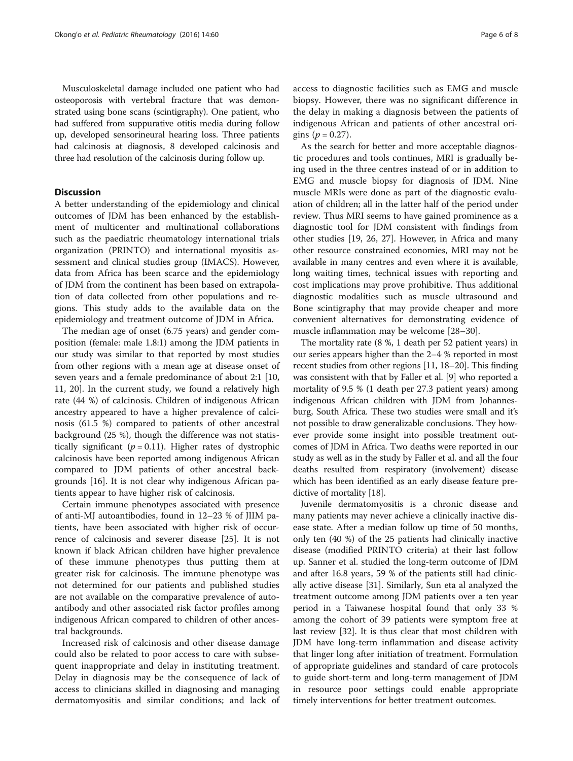Musculoskeletal damage included one patient who had osteoporosis with vertebral fracture that was demonstrated using bone scans (scintigraphy). One patient, who had suffered from suppurative otitis media during follow up, developed sensorineural hearing loss. Three patients had calcinosis at diagnosis, 8 developed calcinosis and three had resolution of the calcinosis during follow up.

## Discussion

A better understanding of the epidemiology and clinical outcomes of JDM has been enhanced by the establishment of multicenter and multinational collaborations such as the paediatric rheumatology international trials organization (PRINTO) and international myositis assessment and clinical studies group (IMACS). However, data from Africa has been scarce and the epidemiology of JDM from the continent has been based on extrapolation of data collected from other populations and regions. This study adds to the available data on the epidemiology and treatment outcome of JDM in Africa.

The median age of onset (6.75 years) and gender composition (female: male 1.8:1) among the JDM patients in our study was similar to that reported by most studies from other regions with a mean age at disease onset of seven years and a female predominance of about 2:1 [10, 11, 20]. In the current study, we found a relatively high rate (44 %) of calcinosis. Children of indigenous African ancestry appeared to have a higher prevalence of calcinosis (61.5 %) compared to patients of other ancestral background (25 %), though the difference was not statistically significant ($p = 0.11$). Higher rates of dystrophic calcinosis have been reported among indigenous African compared to JDM patients of other ancestral backgrounds [16]. It is not clear why indigenous African patients appear to have higher risk of calcinosis.

Certain immune phenotypes associated with presence of anti-MJ autoantibodies, found in 12–23 % of JIIM patients, have been associated with higher risk of occurrence of calcinosis and severer disease [25]. It is not known if black African children have higher prevalence of these immune phenotypes thus putting them at greater risk for calcinosis. The immune phenotype was not determined for our patients and published studies are not available on the comparative prevalence of autoantibody and other associated risk factor profiles among indigenous African compared to children of other ancestral backgrounds.

Increased risk of calcinosis and other disease damage could also be related to poor access to care with subsequent inappropriate and delay in instituting treatment. Delay in diagnosis may be the consequence of lack of access to clinicians skilled in diagnosing and managing dermatomyositis and similar conditions; and lack of access to diagnostic facilities such as EMG and muscle biopsy. However, there was no significant difference in the delay in making a diagnosis between the patients of indigenous African and patients of other ancestral origins ($p = 0.27$).

As the search for better and more acceptable diagnostic procedures and tools continues, MRI is gradually being used in the three centres instead of or in addition to EMG and muscle biopsy for diagnosis of JDM. Nine muscle MRIs were done as part of the diagnostic evaluation of children; all in the latter half of the period under review. Thus MRI seems to have gained prominence as a diagnostic tool for JDM consistent with findings from other studies [19, 26, 27]. However, in Africa and many other resource constrained economies, MRI may not be available in many centres and even where it is available, long waiting times, technical issues with reporting and cost implications may prove prohibitive. Thus additional diagnostic modalities such as muscle ultrasound and Bone scintigraphy that may provide cheaper and more convenient alternatives for demonstrating evidence of muscle inflammation may be welcome [28–30].

The mortality rate (8 %, 1 death per 52 patient years) in our series appears higher than the 2–4 % reported in most recent studies from other regions [11, 18–20]. This finding was consistent with that by Faller et al. [9] who reported a mortality of 9.5 % (1 death per 27.3 patient years) among indigenous African children with JDM from Johannesburg, South Africa. These two studies were small and it's not possible to draw generalizable conclusions. They however provide some insight into possible treatment outcomes of JDM in Africa. Two deaths were reported in our study as well as in the study by Faller et al. and all the four deaths resulted from respiratory (involvement) disease which has been identified as an early disease feature predictive of mortality [18].

Juvenile dermatomyositis is a chronic disease and many patients may never achieve a clinically inactive disease state. After a median follow up time of 50 months, only ten (40 %) of the 25 patients had clinically inactive disease (modified PRINTO criteria) at their last follow up. Sanner et al. studied the long-term outcome of JDM and after 16.8 years, 59 % of the patients still had clinically active disease [31]. Similarly, Sun eta al analyzed the treatment outcome among JDM patients over a ten year period in a Taiwanese hospital found that only 33 % among the cohort of 39 patients were symptom free at last review [32]. It is thus clear that most children with JDM have long-term inflammation and disease activity that linger long after initiation of treatment. Formulation of appropriate guidelines and standard of care protocols to guide short-term and long-term management of JDM in resource poor settings could enable appropriate timely interventions for better treatment outcomes.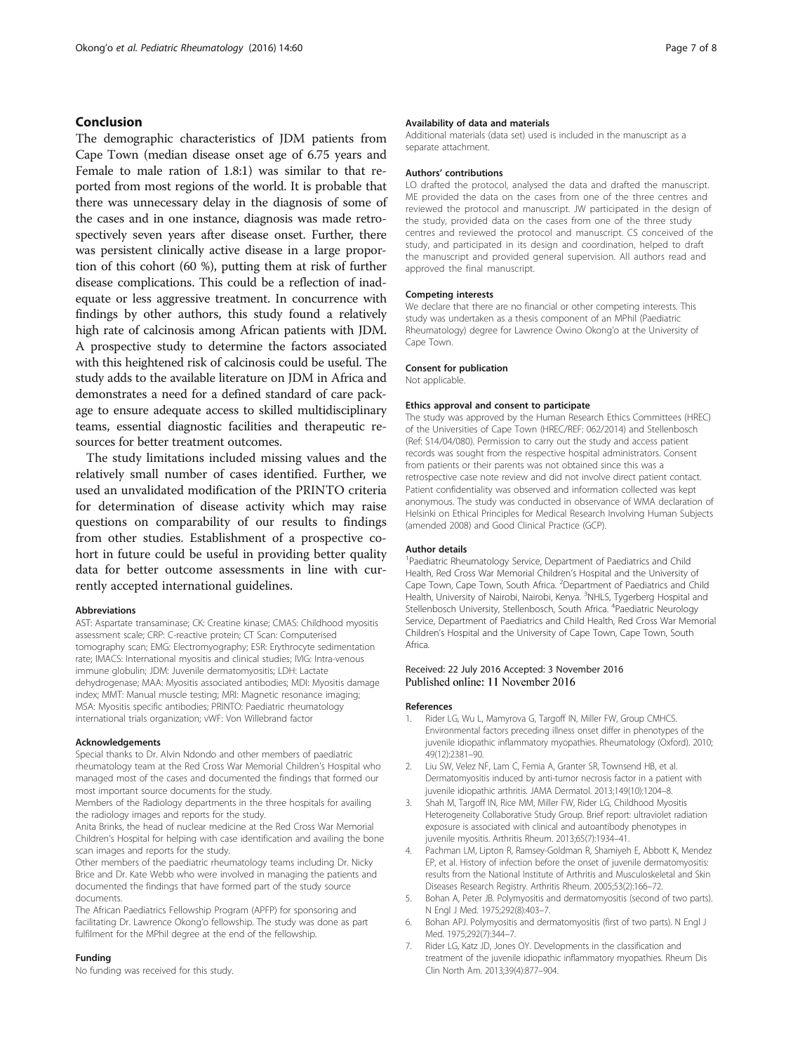## Conclusion

The demographic characteristics of JDM patients from Cape Town (median disease onset age of 6.75 years and Female to male ration of 1.8:1) was similar to that reported from most regions of the world. It is probable that there was unnecessary delay in the diagnosis of some of the cases and in one instance, diagnosis was made retrospectively seven years after disease onset. Further, there was persistent clinically active disease in a large proportion of this cohort (60 %), putting them at risk of further disease complications. This could be a reflection of inadequate or less aggressive treatment. In concurrence with findings by other authors, this study found a relatively high rate of calcinosis among African patients with JDM. A prospective study to determine the factors associated with this heightened risk of calcinosis could be useful. The study adds to the available literature on JDM in Africa and demonstrates a need for a defined standard of care package to ensure adequate access to skilled multidisciplinary teams, essential diagnostic facilities and therapeutic resources for better treatment outcomes.

The study limitations included missing values and the relatively small number of cases identified. Further, we used an unvalidated modification of the PRINTO criteria for determination of disease activity which may raise questions on comparability of our results to findings from other studies. Establishment of a prospective cohort in future could be useful in providing better quality data for better outcome assessments in line with currently accepted international guidelines.

### Abbreviations

AST: Aspartate transaminase; CK: Creatine kinase; CMAS: Childhood myositis assessment scale; CRP: C-reactive protein; CT Scan: Computerised tomography scan; EMG: Electromyography; ESR: Erythrocyte sedimentation rate; IMACS: International myositis and clinical studies; IVIG: Intra-venous immune globulin; JDM: Juvenile dermatomyositis; LDH: Lactate dehydrogenase; MAA: Myositis associated antibodies; MDI: Myositis damage index; MMT: Manual muscle testing; MRI: Magnetic resonance imaging; MSA: Myositis specific antibodies; PRINTO: Paediatric rheumatology international trials organization; vWF: Von Willebrand factor

### Acknowledgements

Special thanks to Dr. Alvin Ndondo and other members of paediatric rheumatology team at the Red Cross War Memorial Children's Hospital who managed most of the cases and documented the findings that formed our most important source documents for the study.

Members of the Radiology departments in the three hospitals for availing the radiology images and reports for the study.

Anita Brinks, the head of nuclear medicine at the Red Cross War Memorial Children's Hospital for helping with case identification and availing the bone scan images and reports for the study.

Other members of the paediatric rheumatology teams including Dr. Nicky Brice and Dr. Kate Webb who were involved in managing the patients and documented the findings that have formed part of the study source documents.

The African Paediatrics Fellowship Program (APFP) for sponsoring and facilitating Dr. Lawrence Okong'o fellowship. The study was done as part fulfilment for the MPhil degree at the end of the fellowship.

### Funding

No funding was received for this study.

### Availability of data and materials

Additional materials (data set) used is included in the manuscript as a separate attachment.

### Authors' contributions

LO drafted the protocol, analysed the data and drafted the manuscript. ME provided the data on the cases from one of the three centres and reviewed the protocol and manuscript. JW participated in the design of the study, provided data on the cases from one of the three study centres and reviewed the protocol and manuscript. CS conceived of the study, and participated in its design and coordination, helped to draft the manuscript and provided general supervision. All authors read and approved the final manuscript.

### Competing interests

We declare that there are no financial or other competing interests. This study was undertaken as a thesis component of an MPhil (Paediatric Rheumatology) degree for Lawrence Owino Okong'o at the University of Cape Town.

### Consent for publication

Not applicable.

### Ethics approval and consent to participate

The study was approved by the Human Research Ethics Committees (HREC) of the Universities of Cape Town (HREC/REF: 062/2014) and Stellenbosch (Ref: S14/04/080). Permission to carry out the study and access patient records was sought from the respective hospital administrators. Consent from patients or their parents was not obtained since this was a retrospective case note review and did not involve direct patient contact. Patient confidentiality was observed and information collected was kept anonymous. The study was conducted in observance of WMA declaration of Helsinki on Ethical Principles for Medical Research Involving Human Subjects (amended 2008) and Good Clinical Practice (GCP).

### Author details

[1]Paediatric Rheumatology Service, Department of Paediatrics and Child Health, Red Cross War Memorial Children's Hospital and the University of Cape Town, Cape Town, South Africa. [2]Department of Paediatrics and Child Health, University of Nairobi, Nairobi, Kenya. [3]NHLS, Tygerberg Hospital and Stellenbosch University, Stellenbosch, South Africa. [4]Paediatric Neurology Service, Department of Paediatrics and Child Health, Red Cross War Memorial Children's Hospital and the University of Cape Town, Cape Town, South Africa.

Received: 22 July 2016 Accepted: 3 November 2016
Published online: 11 November 2016

### References

1. Rider LG, Wu L, Mamyrova G, Targoff IN, Miller FW, Group CMHCS. Environmental factors preceding illness onset differ in phenotypes of the juvenile idiopathic inflammatory myopathies. Rheumatology (Oxford). 2010; 49(12):2381–90.
2. Liu SW, Velez NF, Lam C, Femia A, Granter SR, Townsend HB, et al. Dermatomyositis induced by anti-tumor necrosis factor in a patient with juvenile idiopathic arthritis. JAMA Dermatol. 2013;149(10):1204–8.
3. Shah M, Targoff IN, Rice MM, Miller FW, Rider LG, Childhood Myositis Heterogeneity Collaborative Study Group. Brief report: ultraviolet radiation exposure is associated with clinical and autoantibody phenotypes in juvenile myositis. Arthritis Rheum. 2013;65(7):1934–41.
4. Pachman LM, Lipton R, Ramsey-Goldman R, Shamiyeh E, Abbott K, Mendez EP, et al. History of infection before the onset of juvenile dermatomyositis: results from the National Institute of Arthritis and Musculoskeletal and Skin Diseases Research Registry. Arthritis Rheum. 2005;53(2):166–72.
5. Bohan A, Peter JB. Polymyositis and dermatomyositis (second of two parts). N Engl J Med. 1975;292(8):403–7.
6. Bohan APJ. Polymyositis and dermatomyositis (first of two parts). N Engl J Med. 1975;292(7):344–7.
7. Rider LG, Katz JD, Jones OY. Developments in the classification and treatment of the juvenile idiopathic inflammatory myopathies. Rheum Dis Clin North Am. 2013;39(4):877–904.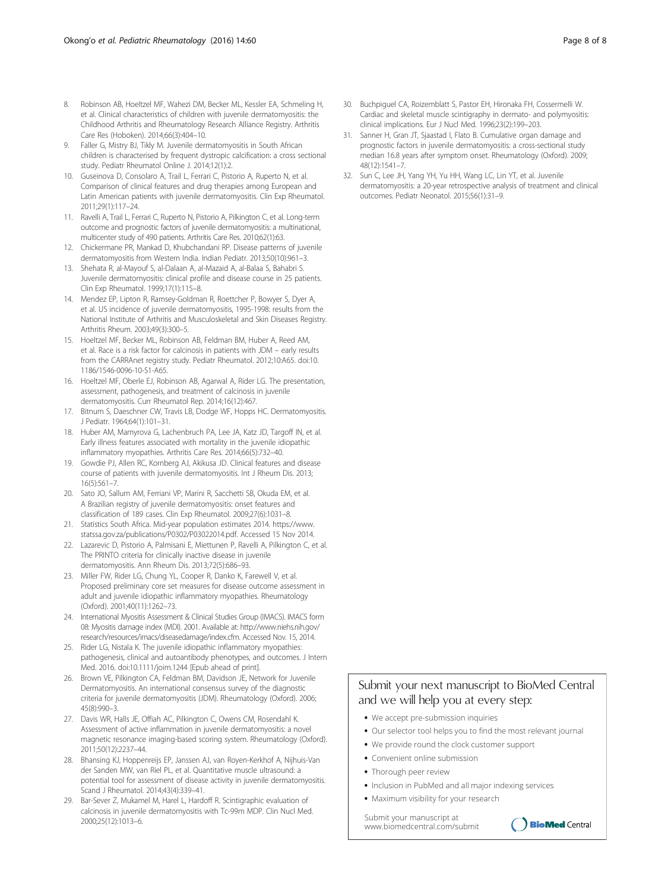8. Robinson AB, Hoeltzel MF, Wahezi DM, Becker ML, Kessler EA, Schmeling H, et al. Clinical characteristics of children with juvenile dermatomyositis: the Childhood Arthritis and Rheumatology Research Alliance Registry. Arthritis Care Res (Hoboken). 2014;66(3):404–10.
9. Faller G, Mistry BJ, Tikly M. Juvenile dermatomyositis in South African children is characterised by frequent dystropic calcification: a cross sectional study. Pediatr Rheumatol Online J. 2014;12(1):2.
10. Guseinova D, Consolaro A, Trail L, Ferrari C, Pistorio A, Ruperto N, et al. Comparison of clinical features and drug therapies among European and Latin American patients with juvenile dermatomyositis. Clin Exp Rheumatol. 2011;29(1):117–24.
11. Ravelli A, Trail L, Ferrari C, Ruperto N, Pistorio A, Pilkington C, et al. Long-term outcome and prognostic factors of juvenile dermatomyositis: a multinational, multicenter study of 490 patients. Arthritis Care Res. 2010;62(1):63.
12. Chickermane PR, Mankad D, Khubchandani RP. Disease patterns of juvenile dermatomyositis from Western India. Indian Pediatr. 2013;50(10):961–3.
13. Shehata R, al-Mayouf S, al-Dalaan A, al-Mazaid A, al-Balaa S, Bahabri S. Juvenile dermatomyositis: clinical profile and disease course in 25 patients. Clin Exp Rheumatol. 1999;17(1):115–8.
14. Mendez EP, Lipton R, Ramsey-Goldman R, Roettcher P, Bowyer S, Dyer A, et al. US incidence of juvenile dermatomyositis, 1995-1998: results from the National Institute of Arthritis and Musculoskeletal and Skin Diseases Registry. Arthritis Rheum. 2003;49(3):300–5.
15. Hoeltzel MF, Becker ML, Robinson AB, Feldman BM, Huber A, Reed AM, et al. Race is a risk factor for calcinosis in patients with JDM – early results from the CARRAnet registry study. Pediatr Rheumatol. 2012;10:A65. doi:10.1186/1546-0096-10-S1-A65.
16. Hoeltzel MF, Oberle EJ, Robinson AB, Agarwal A, Rider LG. The presentation, assessment, pathogenesis, and treatment of calcinosis in juvenile dermatomyositis. Curr Rheumatol Rep. 2014;16(12):467.
17. Bitnum S, Daeschner CW, Travis LB, Dodge WF, Hopps HC. Dermatomyositis. J Pediatr. 1964;64(1):101–31.
18. Huber AM, Mamyrova G, Lachenbruch PA, Lee JA, Katz JD, Targoff IN, et al. Early illness features associated with mortality in the juvenile idiopathic inflammatory myopathies. Arthritis Care Res. 2014;66(5):732–40.
19. Gowdie PJ, Allen RC, Kornberg AJ, Akikusa JD. Clinical features and disease course of patients with juvenile dermatomyositis. Int J Rheum Dis. 2013;16(5):561–7.
20. Sato JO, Sallum AM, Ferriani VP, Marini R, Sacchetti SB, Okuda EM, et al. A Brazilian registry of juvenile dermatomyositis: onset features and classification of 189 cases. Clin Exp Rheumatol. 2009;27(6):1031–8.
21. Statistics South Africa. Mid-year population estimates 2014. https://www.statssa.gov.za/publications/P0302/P03022014.pdf. Accessed 15 Nov 2014.
22. Lazarevic D, Pistorio A, Palmisani E, Miettunen P, Ravelli A, Pilkington C, et al. The PRINTO criteria for clinically inactive disease in juvenile dermatomyositis. Ann Rheum Dis. 2013;72(5):686–93.
23. Miller FW, Rider LG, Chung YL, Cooper R, Danko K, Farewell V, et al. Proposed preliminary core set measures for disease outcome assessment in adult and juvenile idiopathic inflammatory myopathies. Rheumatology (Oxford). 2001;40(11):1262–73.
24. International Myositis Assessment & Clinical Studies Group (IMACS). IMACS form 08: Myositis damage index (MDI). 2001. Available at: http://www.niehs.nih.gov/research/resources/imacs/diseasedamage/index.cfm. Accessed Nov. 15, 2014.
25. Rider LG, Nistala K. The juvenile idiopathic inflammatory myopathies: pathogenesis, clinical and autoantibody phenotypes, and outcomes. J Intern Med. 2016. doi:10.1111/joim.1244 [Epub ahead of print].
26. Brown VE, Pilkington CA, Feldman BM, Davidson JE, Network for Juvenile Dermatomyositis. An international consensus survey of the diagnostic criteria for juvenile dermatomyositis (JDM). Rheumatology (Oxford). 2006;45(8):990–3.
27. Davis WR, Halls JE, Offiah AC, Pilkington C, Owens CM, Rosendahl K. Assessment of active inflammation in juvenile dermatomyositis: a novel magnetic resonance imaging-based scoring system. Rheumatology (Oxford). 2011;50(12):2237–44.
28. Bhansing KJ, Hoppenreijs EP, Janssen AJ, van Royen-Kerkhof A, Nijhuis-Van der Sanden MW, van Riel PL, et al. Quantitative muscle ultrasound: a potential tool for assessment of disease activity in juvenile dermatomyositis. Scand J Rheumatol. 2014;43(4):339–41.
29. Bar-Sever Z, Mukamel M, Harel L, Hardoff R. Scintigraphic evaluation of calcinosis in juvenile dermatomyositis with Tc-99m MDP. Clin Nucl Med. 2000;25(12):1013–6.
30. Buchpiguel CA, Roizemblatt S, Pastor EH, Hironaka FH, Cossermelli W. Cardiac and skeletal muscle scintigraphy in dermato- and polymyositis: clinical implications. Eur J Nucl Med. 1996;23(2):199–203.
31. Sanner H, Gran JT, Sjaastad I, Flato B. Cumulative organ damage and prognostic factors in juvenile dermatomyositis: a cross-sectional study median 16.8 years after symptom onset. Rheumatology (Oxford). 2009;48(12):1541–7.
32. Sun C, Lee JH, Yang YH, Yu HH, Wang LC, Lin YT, et al. Juvenile dermatomyositis: a 20-year retrospective analysis of treatment and clinical outcomes. Pediatr Neonatol. 2015;56(1):31–9.

Submit your next manuscript to BioMed Central and we will help you at every step:

- We accept pre-submission inquiries
- Our selector tool helps you to find the most relevant journal
- We provide round the clock customer support
- Convenient online submission
- Thorough peer review
- Inclusion in PubMed and all major indexing services
- Maximum visibility for your research

Submit your manuscript at www.biomedcentral.com/submit

BioMed Central